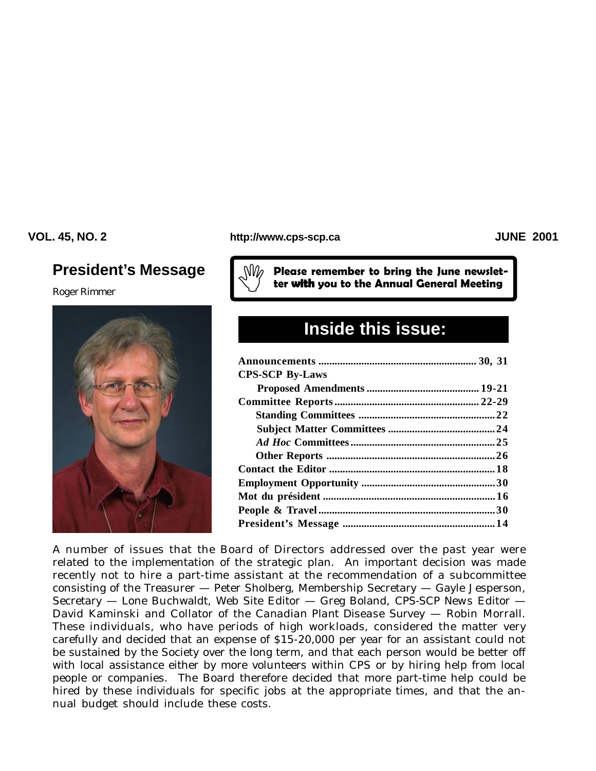VOL. 45, NO. 2 http://www.cps-scp.ca JUNE 2001

## President's Message

Roger Rimmer

**Please remember to bring the June newsletter *with* you to the Annual General Meeting**

## Inside this issue:

| | |
|---|---|
| **Announcements** | **30, 31** |
| **CPS-SCP By-Laws** | |
| **Proposed Amendments** | **19-21** |
| **Committee Reports** | **22-29** |
| **Standing Committees** | **22** |
| **Subject Matter Committees** | **24** |
| ***Ad Hoc* Committees** | **25** |
| **Other Reports** | **26** |
| **Contact the Editor** | **18** |
| **Employment Opportunity** | **30** |
| **Mot du président** | **16** |
| **People & Travel** | **30** |
| **President's Message** | **14** |

A number of issues that the Board of Directors addressed over the past year were related to the implementation of the strategic plan. An important decision was made recently not to hire a part-time assistant at the recommendation of a subcommittee consisting of the Treasurer — Peter Sholberg, Membership Secretary — Gayle Jesperson, Secretary — Lone Buchwaldt, Web Site Editor — Greg Boland, CPS-SCP News Editor — David Kaminski and Collator of the Canadian Plant Disease Survey — Robin Morrall. These individuals, who have periods of high workloads, considered the matter very carefully and decided that an expense of $15-20,000 per year for an assistant could not be sustained by the Society over the long term, and that each person would be better off with local assistance either by more volunteers within CPS or by hiring help from local people or companies. The Board therefore decided that more part-time help could be hired by these individuals for specific jobs at the appropriate times, and that the annual budget should include these costs.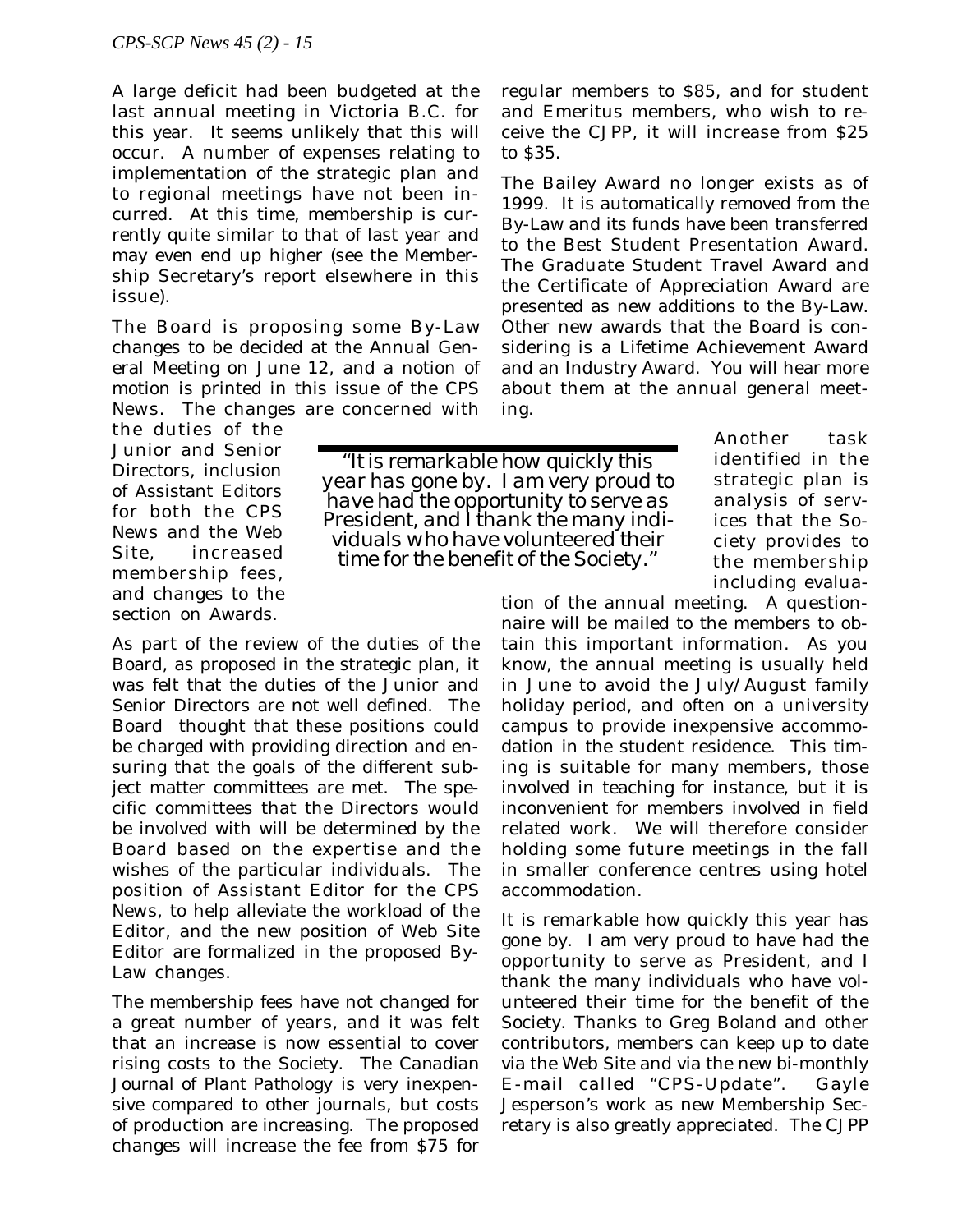A large deficit had been budgeted at the last annual meeting in Victoria B.C. for this year. It seems unlikely that this will occur. A number of expenses relating to implementation of the strategic plan and to regional meetings have not been incurred. At this time, membership is currently quite similar to that of last year and may even end up higher (see the Membership Secretary's report elsewhere in this issue).

The Board is proposing some By-Law changes to be decided at the Annual General Meeting on June 12, and a notion of motion is printed in this issue of the CPS News. The changes are concerned with the duties of the Junior and Senior Directors, inclusion of Assistant Editors for both the CPS News and the Web Site, increased membership fees, and changes to the section on Awards.

As part of the review of the duties of the Board, as proposed in the strategic plan, it was felt that the duties of the Junior and Senior Directors are not well defined. The Board thought that these positions could be charged with providing direction and ensuring that the goals of the different subject matter committees are met. The specific committees that the Directors would be involved with will be determined by the Board based on the expertise and the wishes of the particular individuals. The position of Assistant Editor for the CPS News, to help alleviate the workload of the Editor, and the new position of Web Site Editor are formalized in the proposed By-Law changes.

The membership fees have not changed for a great number of years, and it was felt that an increase is now essential to cover rising costs to the Society. The Canadian Journal of Plant Pathology is very inexpensive compared to other journals, but costs of production are increasing. The proposed changes will increase the fee from $75 for regular members to $85, and for student and Emeritus members, who wish to receive the CJPP, it will increase from $25 to $35.

The Bailey Award no longer exists as of 1999. It is automatically removed from the By-Law and its funds have been transferred to the Best Student Presentation Award. The Graduate Student Travel Award and the Certificate of Appreciation Award are presented as new additions to the By-Law. Other new awards that the Board is considering is a Lifetime Achievement Award and an Industry Award. You will hear more about them at the annual general meeting.

> *"It is remarkable how quickly this year has gone by. I am very proud to have had the opportunity to serve as President, and I thank the many individuals who have volunteered their time for the benefit of the Society."*

Another task identified in the strategic plan is analysis of services that the Society provides to the membership including evaluation of the annual meeting. A questionnaire will be mailed to the members to obtain this important information. As you know, the annual meeting is usually held in June to avoid the July/August family holiday period, and often on a university campus to provide inexpensive accommodation in the student residence. This timing is suitable for many members, those involved in teaching for instance, but it is inconvenient for members involved in field related work. We will therefore consider holding some future meetings in the fall in smaller conference centres using hotel accommodation.

It is remarkable how quickly this year has gone by. I am very proud to have had the opportunity to serve as President, and I thank the many individuals who have volunteered their time for the benefit of the Society. Thanks to Greg Boland and other contributors, members can keep up to date via the Web Site and via the new bi-monthly E-mail called "CPS-Update". Gayle Jesperson's work as new Membership Secretary is also greatly appreciated. The CJPP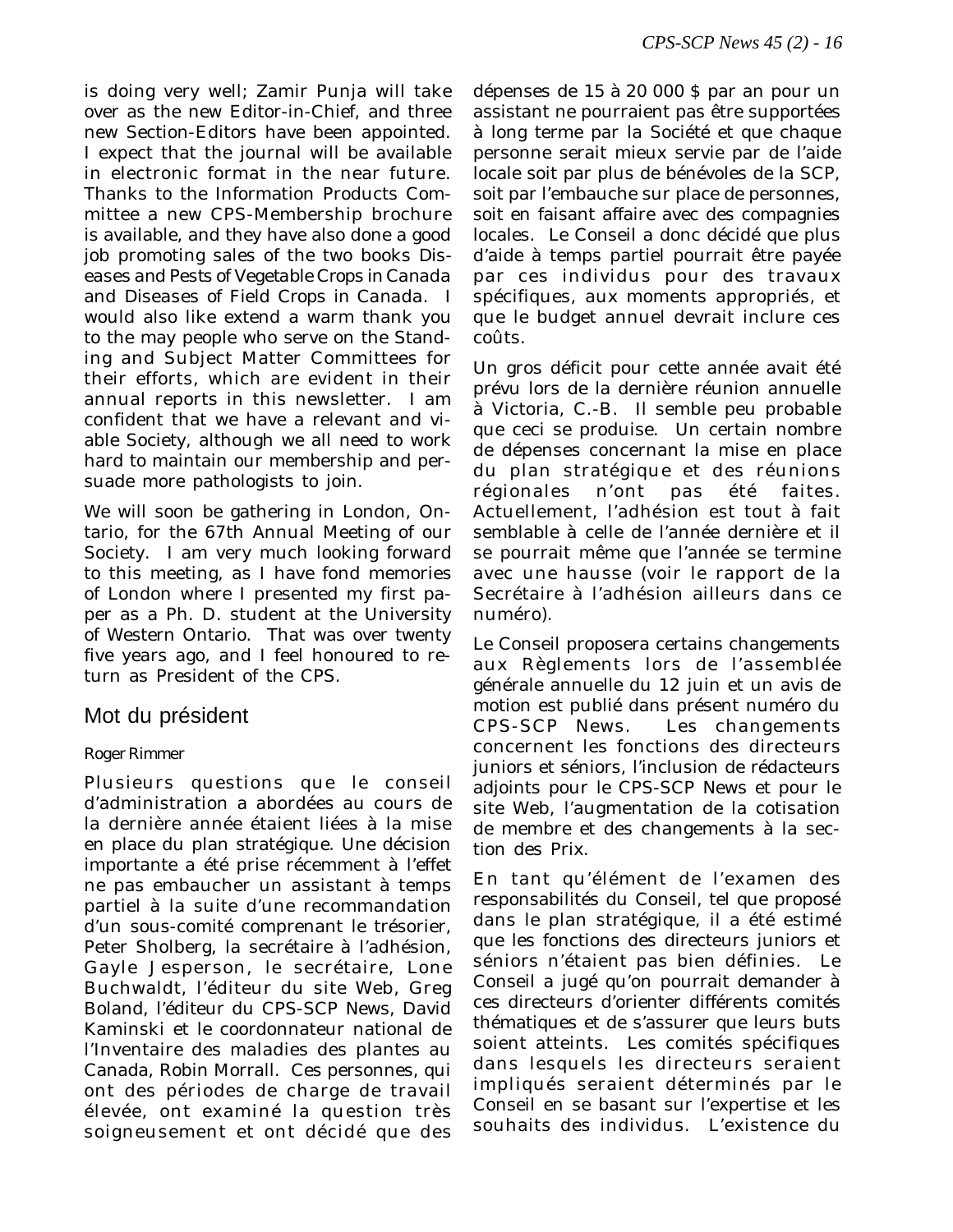is doing very well; Zamir Punja will take over as the new Editor-in-Chief, and three new Section-Editors have been appointed. I expect that the journal will be available in electronic format in the near future. Thanks to the Information Products Committee a new CPS-Membership brochure is available, and they have also done a good job promoting sales of the two books *Diseases and Pests of Vegetable Crops in Canada* and *Diseases of Field Crops in Canada*. I would also like extend a warm thank you to the may people who serve on the Standing and Subject Matter Committees for their efforts, which are evident in their annual reports in this newsletter. I am confident that we have a relevant and viable Society, although we all need to work hard to maintain our membership and persuade more pathologists to join.

We will soon be gathering in London, Ontario, for the 67th Annual Meeting of our Society. I am very much looking forward to this meeting, as I have fond memories of London where I presented my first paper as a Ph. D. student at the University of Western Ontario. That was over twenty five years ago, and I feel honoured to return as President of the CPS.

## Mot du président

Roger Rimmer

Plusieurs questions que le conseil d'administration a abordées au cours de la dernière année étaient liées à la mise en place du plan stratégique. Une décision importante a été prise récemment à l'effet ne pas embaucher un assistant à temps partiel à la suite d'une recommandation d'un sous-comité comprenant le trésorier, Peter Sholberg, la secrétaire à l'adhésion, Gayle Jesperson, le secrétaire, Lone Buchwaldt, l'éditeur du site Web, Greg Boland, l'éditeur du CPS-SCP News, David Kaminski et le coordonnateur national de l'Inventaire des maladies des plantes au Canada, Robin Morrall. Ces personnes, qui ont des périodes de charge de travail élevée, ont examiné la question très soigneusement et ont décidé que des dépenses de 15 à 20 000 $ par an pour un assistant ne pourraient pas être supportées à long terme par la Société et que chaque personne serait mieux servie par de l'aide locale soit par plus de bénévoles de la SCP, soit par l'embauche sur place de personnes, soit en faisant affaire avec des compagnies locales. Le Conseil a donc décidé que plus d'aide à temps partiel pourrait être payée par ces individus pour des travaux spécifiques, aux moments appropriés, et que le budget annuel devrait inclure ces coûts.

Un gros déficit pour cette année avait été prévu lors de la dernière réunion annuelle à Victoria, C.-B. Il semble peu probable que ceci se produise. Un certain nombre de dépenses concernant la mise en place du plan stratégique et des réunions régionales n'ont pas été faites. Actuellement, l'adhésion est tout à fait semblable à celle de l'année dernière et il se pourrait même que l'année se termine avec une hausse (voir le rapport de la Secrétaire à l'adhésion ailleurs dans ce numéro).

Le Conseil proposera certains changements aux Règlements lors de l'assemblée générale annuelle du 12 juin et un avis de motion est publié dans présent numéro du CPS-SCP News. Les changements concernent les fonctions des directeurs juniors et séniors, l'inclusion de rédacteurs adjoints pour le CPS-SCP News et pour le site Web, l'augmentation de la cotisation de membre et des changements à la section des Prix.

En tant qu'élément de l'examen des responsabilités du Conseil, tel que proposé dans le plan stratégique, il a été estimé que les fonctions des directeurs juniors et séniors n'étaient pas bien définies. Le Conseil a jugé qu'on pourrait demander à ces directeurs d'orienter différents comités thématiques et de s'assurer que leurs buts soient atteints. Les comités spécifiques dans lesquels les directeurs seraient impliqués seraient déterminés par le Conseil en se basant sur l'expertise et les souhaits des individus. L'existence du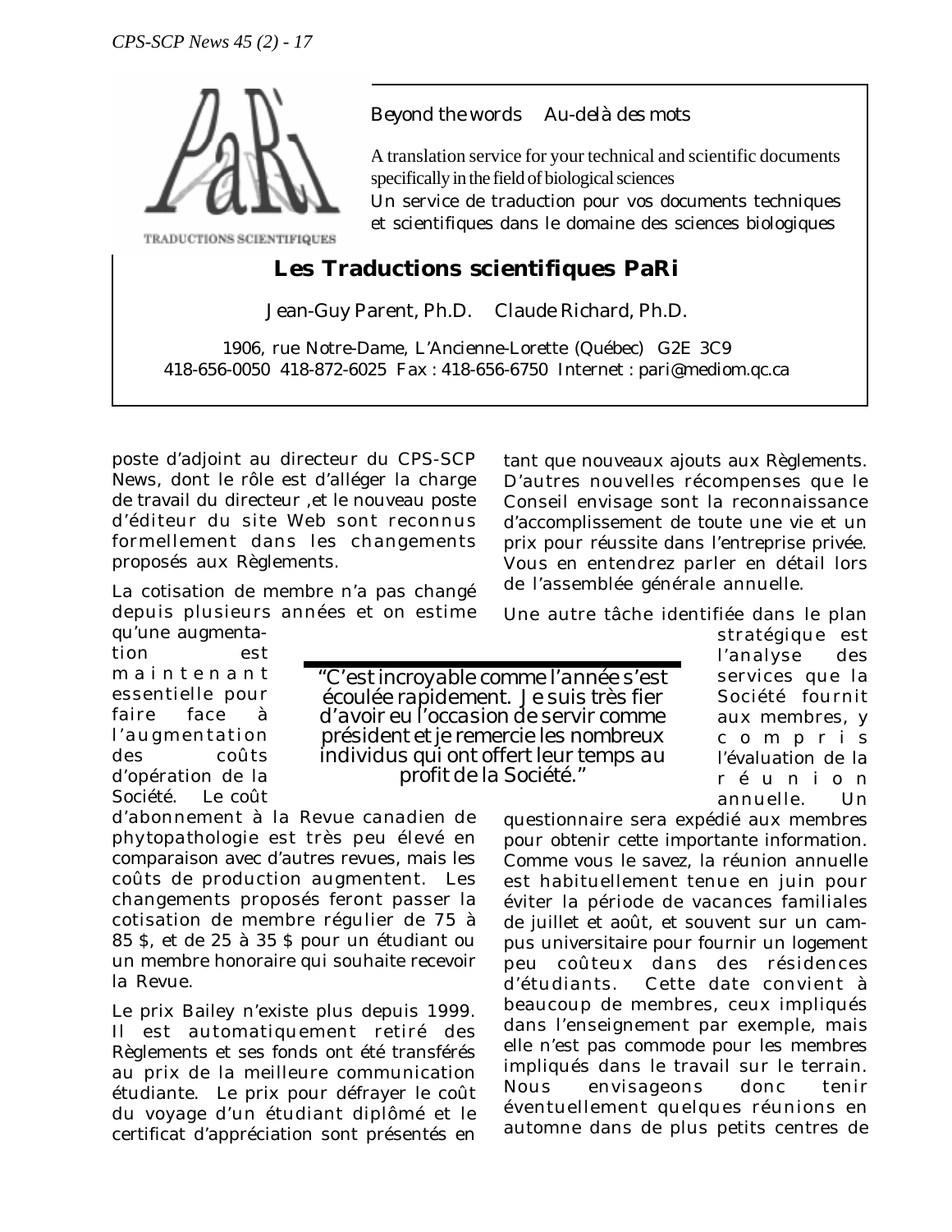Beyond the words    Au-delà des mots

A translation service for your technical and scientific documents specifically in the field of biological sciences
Un service de traduction pour vos documents techniques et scientifiques dans le domaine des sciences biologiques

TRADUCTIONS SCIENTIFIQUES

## Les Traductions scientifiques PaRi

Jean-Guy Parent, Ph.D.    Claude Richard, Ph.D.

1906, rue Notre-Dame, L'Ancienne-Lorette (Québec) G2E 3C9
418-656-0050 418-872-6025 Fax : 418-656-6750 Internet : pari@mediom.qc.ca

poste d'adjoint au directeur du CPS-SCP News, dont le rôle est d'alléger la charge de travail du directeur ,et le nouveau poste d'éditeur du site Web sont reconnus formellement dans les changements proposés aux Règlements.

La cotisation de membre n'a pas changé depuis plusieurs années et on estime qu'une augmentation est maintenant essentielle pour faire face à l'augmentation des coûts d'opération de la Société. Le coût d'abonnement à la Revue canadien de phytopathologie est très peu élevé en comparaison avec d'autres revues, mais les coûts de production augmentent. Les changements proposés feront passer la cotisation de membre régulier de 75 à 85 $, et de 25 à 35 $ pour un étudiant ou un membre honoraire qui souhaite recevoir la Revue.

Le prix Bailey n'existe plus depuis 1999. Il est automatiquement retiré des Règlements et ses fonds ont été transférés au prix de la meilleure communication étudiante. Le prix pour défrayer le coût du voyage d'un étudiant diplômé et le certificat d'appréciation sont présentés en tant que nouveaux ajouts aux Règlements. D'autres nouvelles récompenses que le Conseil envisage sont la reconnaissance d'accomplissement de toute une vie et un prix pour réussite dans l'entreprise privée. Vous en entendrez parler en détail lors de l'assemblée générale annuelle.

> "C'est incroyable comme l'année s'est écoulée rapidement. Je suis très fier d'avoir eu l'occasion de servir comme président et je remercie les nombreux individus qui ont offert leur temps au profit de la Société."

Une autre tâche identifiée dans le plan stratégique est l'analyse des services que la Société fournit aux membres, y compris l'évaluation de la réunion annuelle. Un questionnaire sera expédié aux membres pour obtenir cette importante information. Comme vous le savez, la réunion annuelle est habituellement tenue en juin pour éviter la période de vacances familiales de juillet et août, et souvent sur un campus universitaire pour fournir un logement peu coûteux dans des résidences d'étudiants. Cette date convient à beaucoup de membres, ceux impliqués dans l'enseignement par exemple, mais elle n'est pas commode pour les membres impliqués dans le travail sur le terrain. Nous envisageons donc tenir éventuellement quelques réunions en automne dans de plus petits centres de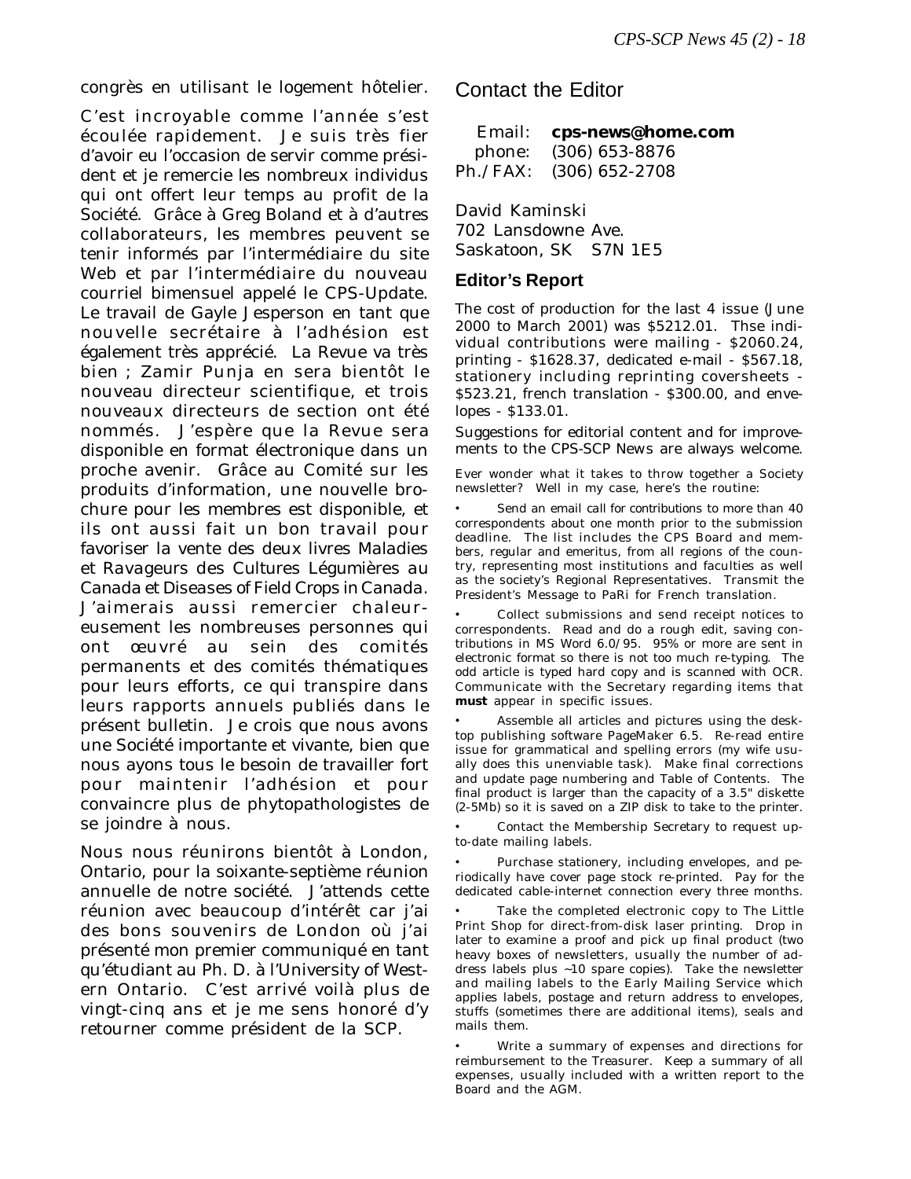congrès en utilisant le logement hôtelier.

C'est incroyable comme l'année s'est écoulée rapidement. Je suis très fier d'avoir eu l'occasion de servir comme président et je remercie les nombreux individus qui ont offert leur temps au profit de la Société. Grâce à Greg Boland et à d'autres collaborateurs, les membres peuvent se tenir informés par l'intermédiaire du site Web et par l'intermédiaire du nouveau courriel bimensuel appelé le CPS-Update. Le travail de Gayle Jesperson en tant que nouvelle secrétaire à l'adhésion est également très apprécié. La Revue va très bien ; Zamir Punja en sera bientôt le nouveau directeur scientifique, et trois nouveaux directeurs de section ont été nommés. J'espère que la Revue sera disponible en format électronique dans un proche avenir. Grâce au Comité sur les produits d'information, une nouvelle brochure pour les membres est disponible, et ils ont aussi fait un bon travail pour favoriser la vente des deux livres Maladies et Ravageurs des Cultures Légumières au Canada et Diseases of Field Crops in Canada. J'aimerais aussi remercier chaleureusement les nombreuses personnes qui ont œuvré au sein des comités permanents et des comités thématiques pour leurs efforts, ce qui transpire dans leurs rapports annuels publiés dans le présent bulletin. Je crois que nous avons une Société importante et vivante, bien que nous ayons tous le besoin de travailler fort pour maintenir l'adhésion et pour convaincre plus de phytopathologistes de se joindre à nous.

Nous nous réunirons bientôt à London, Ontario, pour la soixante-septième réunion annuelle de notre société. J'attends cette réunion avec beaucoup d'intérêt car j'ai des bons souvenirs de London où j'ai présenté mon premier communiqué en tant qu'étudiant au Ph. D. à l'University of Western Ontario. C'est arrivé voilà plus de vingt-cinq ans et je me sens honoré d'y retourner comme président de la SCP.

## Contact the Editor

Email: **cps-news@home.com**
phone: (306) 653-8876
Ph./FAX: (306) 652-2708

David Kaminski
702 Lansdowne Ave.
Saskatoon, SK S7N 1E5

### Editor's Report

The cost of production for the last 4 issue (June 2000 to March 2001) was $5212.01. Thse individual contributions were mailing - $2060.24, printing - $1628.37, dedicated e-mail - $567.18, stationery including reprinting coversheets - $523.21, french translation - $300.00, and envelopes - $133.01.

Suggestions for editorial content and for improvements to the CPS-SCP News are always welcome.

Ever wonder what it takes to throw together a Society newsletter? Well in my case, here's the routine:

- Send an email call for contributions to more than 40 correspondents about one month prior to the submission deadline. The list includes the CPS Board and members, regular and emeritus, from all regions of the country, representing most institutions and faculties as well as the society's Regional Representatives. Transmit the President's Message to PaRi for French translation.
- Collect submissions and send receipt notices to correspondents. Read and do a rough edit, saving contributions in MS Word 6.0/95. 95% or more are sent in electronic format so there is not too much re-typing. The odd article is typed hard copy and is scanned with OCR. Communicate with the Secretary regarding items that **must** appear in specific issues.
- Assemble all articles and pictures using the desktop publishing software PageMaker 6.5. Re-read entire issue for grammatical and spelling errors (my wife usually does this unenviable task). Make final corrections and update page numbering and Table of Contents. The final product is larger than the capacity of a 3.5" diskette (2-5Mb) so it is saved on a ZIP disk to take to the printer.
- Contact the Membership Secretary to request up-to-date mailing labels.
- Purchase stationery, including envelopes, and periodically have cover page stock re-printed. Pay for the dedicated cable-internet connection every three months.
- Take the completed electronic copy to The Little Print Shop for direct-from-disk laser printing. Drop in later to examine a proof and pick up final product (two heavy boxes of newsletters, usually the number of address labels plus ~10 spare copies). Take the newsletter and mailing labels to the Early Mailing Service which applies labels, postage and return address to envelopes, stuffs (sometimes there are additional items), seals and mails them.
- Write a summary of expenses and directions for reimbursement to the Treasurer. Keep a summary of all expenses, usually included with a written report to the Board and the AGM.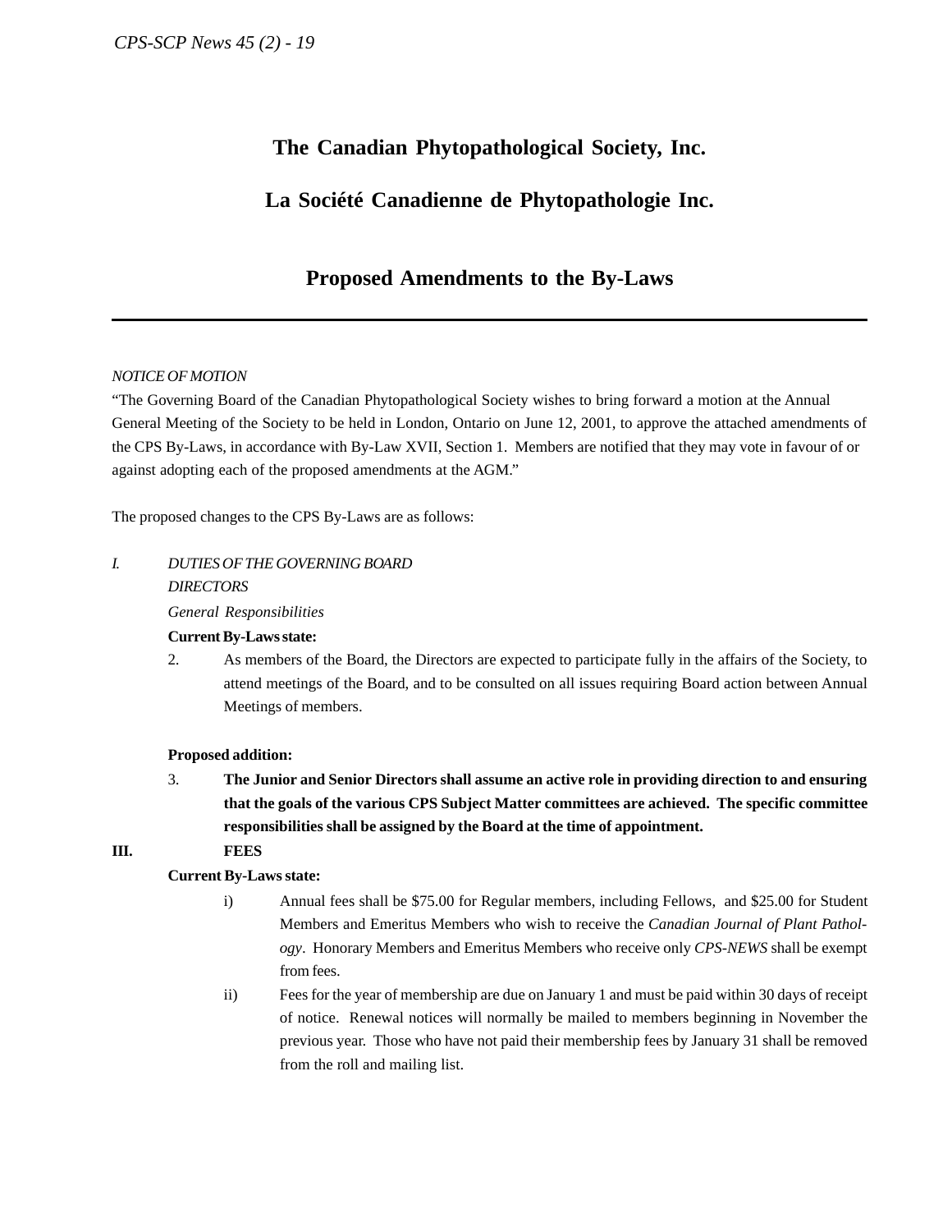# The Canadian Phytopathological Society, Inc.

# La Société Canadienne de Phytopathologie Inc.

## Proposed Amendments to the By-Laws

---

*NOTICE OF MOTION*

"The Governing Board of the Canadian Phytopathological Society wishes to bring forward a motion at the Annual General Meeting of the Society to be held in London, Ontario on June 12, 2001, to approve the attached amendments of the CPS By-Laws, in accordance with By-Law XVII, Section 1. Members are notified that they may vote in favour of or against adopting each of the proposed amendments at the AGM."

The proposed changes to the CPS By-Laws are as follows:

*I. DUTIES OF THE GOVERNING BOARD*

*DIRECTORS*

*General Responsibilities*

**Current By-Laws state:**

2. As members of the Board, the Directors are expected to participate fully in the affairs of the Society, to attend meetings of the Board, and to be consulted on all issues requiring Board action between Annual Meetings of members.

**Proposed addition:**

3. **The Junior and Senior Directors shall assume an active role in providing direction to and ensuring that the goals of the various CPS Subject Matter committees are achieved. The specific committee responsibilities shall be assigned by the Board at the time of appointment.**

**III. FEES**

**Current By-Laws state:**

i) Annual fees shall be $75.00 for Regular members, including Fellows, and $25.00 for Student Members and Emeritus Members who wish to receive the *Canadian Journal of Plant Pathology*. Honorary Members and Emeritus Members who receive only *CPS-NEWS* shall be exempt from fees.

ii) Fees for the year of membership are due on January 1 and must be paid within 30 days of receipt of notice. Renewal notices will normally be mailed to members beginning in November the previous year. Those who have not paid their membership fees by January 31 shall be removed from the roll and mailing list.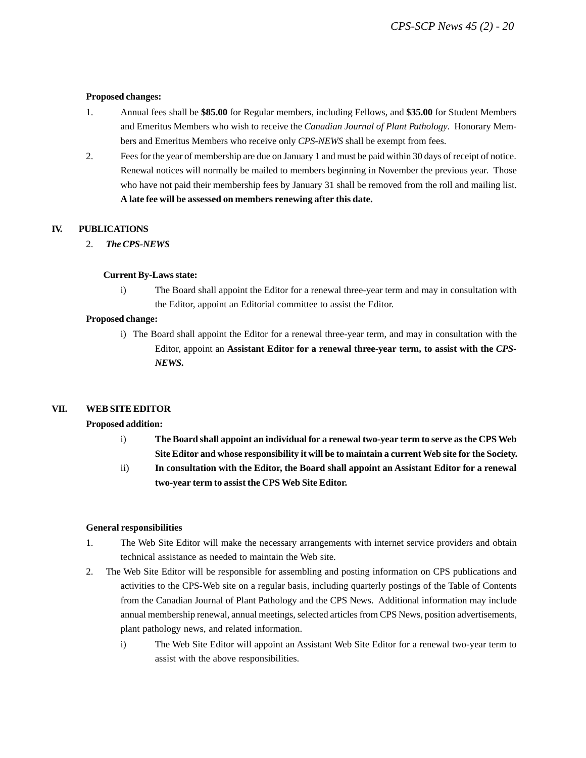**Proposed changes:**

1. Annual fees shall be **$85.00** for Regular members, including Fellows, and **$35.00** for Student Members and Emeritus Members who wish to receive the *Canadian Journal of Plant Pathology*. Honorary Members and Emeritus Members who receive only *CPS-NEWS* shall be exempt from fees.
2. Fees for the year of membership are due on January 1 and must be paid within 30 days of receipt of notice. Renewal notices will normally be mailed to members beginning in November the previous year. Those who have not paid their membership fees by January 31 shall be removed from the roll and mailing list. **A late fee will be assessed on members renewing after this date.**

## IV. PUBLICATIONS

2. ***The CPS-NEWS***

**Current By-Laws state:**

i) The Board shall appoint the Editor for a renewal three-year term and may in consultation with the Editor, appoint an Editorial committee to assist the Editor.

**Proposed change:**

i) The Board shall appoint the Editor for a renewal three-year term, and may in consultation with the Editor, appoint an **Assistant Editor for a renewal three-year term, to assist with the *CPS-NEWS*.**

## VII. WEB SITE EDITOR

**Proposed addition:**

i) **The Board shall appoint an individual for a renewal two-year term to serve as the CPS Web Site Editor and whose responsibility it will be to maintain a current Web site for the Society.**

ii) **In consultation with the Editor, the Board shall appoint an Assistant Editor for a renewal two-year term to assist the CPS Web Site Editor.**

**General responsibilities**

1. The Web Site Editor will make the necessary arrangements with internet service providers and obtain technical assistance as needed to maintain the Web site.
2. The Web Site Editor will be responsible for assembling and posting information on CPS publications and activities to the CPS-Web site on a regular basis, including quarterly postings of the Table of Contents from the Canadian Journal of Plant Pathology and the CPS News. Additional information may include annual membership renewal, annual meetings, selected articles from CPS News, position advertisements, plant pathology news, and related information.

   i) The Web Site Editor will appoint an Assistant Web Site Editor for a renewal two-year term to assist with the above responsibilities.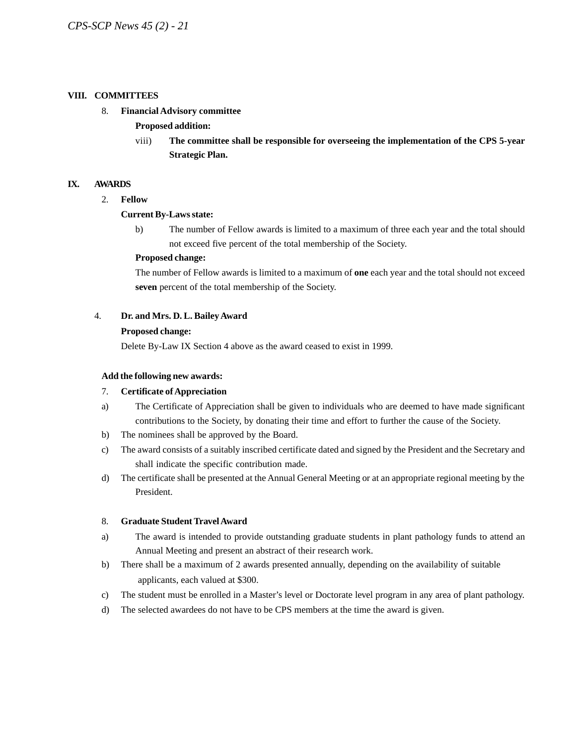## VIII. COMMITTEES

8. **Financial Advisory committee**

   **Proposed addition:**

   viii) **The committee shall be responsible for overseeing the implementation of the CPS 5-year Strategic Plan.**

## IX. AWARDS

2. **Fellow**

   **Current By-Laws state:**

   b) The number of Fellow awards is limited to a maximum of three each year and the total should not exceed five percent of the total membership of the Society.

   **Proposed change:**

   The number of Fellow awards is limited to a maximum of **one** each year and the total should not exceed **seven** percent of the total membership of the Society.

4. **Dr. and Mrs. D. L. Bailey Award**

   **Proposed change:**

   Delete By-Law IX Section 4 above as the award ceased to exist in 1999.

**Add the following new awards:**

7. **Certificate of Appreciation**

a) The Certificate of Appreciation shall be given to individuals who are deemed to have made significant contributions to the Society, by donating their time and effort to further the cause of the Society.

b) The nominees shall be approved by the Board.

c) The award consists of a suitably inscribed certificate dated and signed by the President and the Secretary and shall indicate the specific contribution made.

d) The certificate shall be presented at the Annual General Meeting or at an appropriate regional meeting by the President.

8. **Graduate Student Travel Award**

a) The award is intended to provide outstanding graduate students in plant pathology funds to attend an Annual Meeting and present an abstract of their research work.

b) There shall be a maximum of 2 awards presented annually, depending on the availability of suitable applicants, each valued at $300.

c) The student must be enrolled in a Master's level or Doctorate level program in any area of plant pathology.

d) The selected awardees do not have to be CPS members at the time the award is given.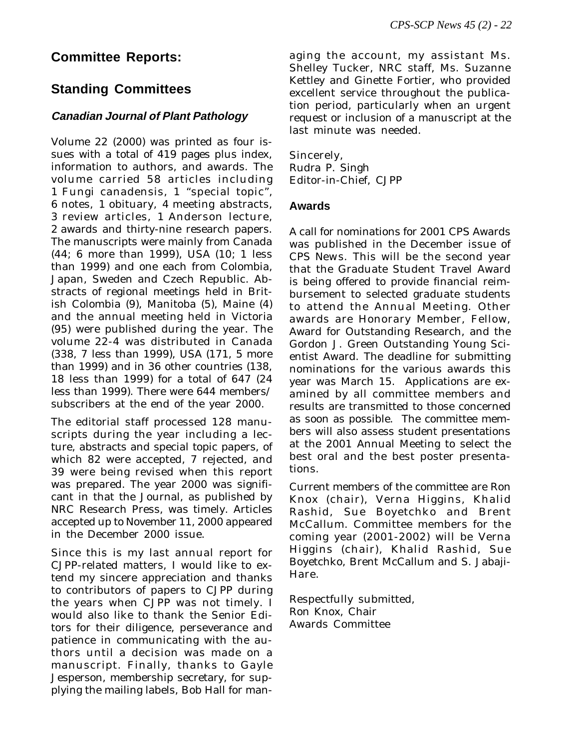# Committee Reports:

## Standing Committees

### *Canadian Journal of Plant Pathology*

Volume 22 (2000) was printed as four issues with a total of 419 pages plus index, information to authors, and awards. The volume carried 58 articles including 1 Fungi canadensis, 1 "special topic", 6 notes, 1 obituary, 4 meeting abstracts, 3 review articles, 1 Anderson lecture, 2 awards and thirty-nine research papers. The manuscripts were mainly from Canada (44; 6 more than 1999), USA (10; 1 less than 1999) and one each from Colombia, Japan, Sweden and Czech Republic. Abstracts of regional meetings held in British Colombia (9), Manitoba (5), Maine (4) and the annual meeting held in Victoria (95) were published during the year. The volume 22-4 was distributed in Canada (338, 7 less than 1999), USA (171, 5 more than 1999) and in 36 other countries (138, 18 less than 1999) for a total of 647 (24 less than 1999). There were 644 members/ subscribers at the end of the year 2000.

The editorial staff processed 128 manuscripts during the year including a lecture, abstracts and special topic papers, of which 82 were accepted, 7 rejected, and 39 were being revised when this report was prepared. The year 2000 was significant in that the Journal, as published by NRC Research Press, was timely. Articles accepted up to November 11, 2000 appeared in the December 2000 issue.

Since this is my last annual report for CJPP-related matters, I would like to extend my sincere appreciation and thanks to contributors of papers to CJPP during the years when CJPP was not timely. I would also like to thank the Senior Editors for their diligence, perseverance and patience in communicating with the authors until a decision was made on a manuscript. Finally, thanks to Gayle Jesperson, membership secretary, for supplying the mailing labels, Bob Hall for managing the account, my assistant Ms. Shelley Tucker, NRC staff, Ms. Suzanne Kettley and Ginette Fortier, who provided excellent service throughout the publication period, particularly when an urgent request or inclusion of a manuscript at the last minute was needed.

Sincerely,
Rudra P. Singh
Editor-in-Chief, CJPP

### Awards

A call for nominations for 2001 CPS Awards was published in the December issue of CPS News. This will be the second year that the Graduate Student Travel Award is being offered to provide financial reimbursement to selected graduate students to attend the Annual Meeting. Other awards are Honorary Member, Fellow, Award for Outstanding Research, and the Gordon J. Green Outstanding Young Scientist Award. The deadline for submitting nominations for the various awards this year was March 15. Applications are examined by all committee members and results are transmitted to those concerned as soon as possible. The committee members will also assess student presentations at the 2001 Annual Meeting to select the best oral and the best poster presentations.

Current members of the committee are Ron Knox (chair), Verna Higgins, Khalid Rashid, Sue Boyetchko and Brent McCallum. Committee members for the coming year (2001-2002) will be Verna Higgins (chair), Khalid Rashid, Sue Boyetchko, Brent McCallum and S. Jabaji-Hare.

Respectfully submitted,
Ron Knox, Chair
Awards Committee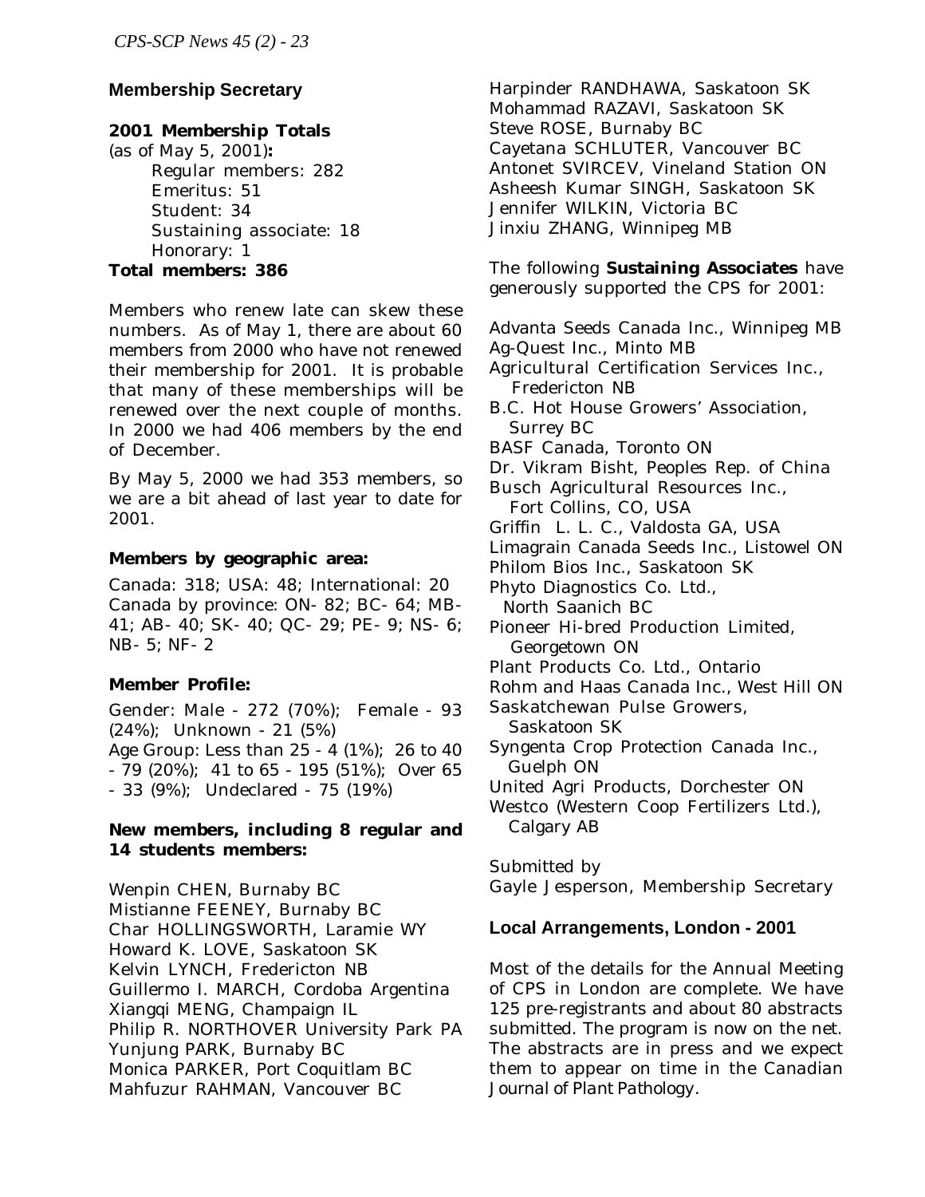## Membership Secretary

**2001 Membership Totals**

(as of May 5, 2001)**:**

- Regular members: 282
- Emeritus: 51
- Student: 34
- Sustaining associate: 18
- Honorary: 1

**Total members: 386**

Members who renew late can skew these numbers. As of May 1, there are about 60 members from 2000 who have not renewed their membership for 2001. It is probable that many of these memberships will be renewed over the next couple of months. In 2000 we had 406 members by the end of December.

By May 5, 2000 we had 353 members, so we are a bit ahead of last year to date for 2001.

**Members by geographic area:**

Canada: 318; USA: 48; International: 20
Canada by province: ON- 82; BC- 64; MB- 41; AB- 40; SK- 40; QC- 29; PE- 9; NS- 6; NB- 5; NF- 2

**Member Profile:**

Gender: Male - 272 (70%); Female - 93 (24%); Unknown - 21 (5%)
Age Group: Less than 25 - 4 (1%); 26 to 40 - 79 (20%); 41 to 65 - 195 (51%); Over 65 - 33 (9%); Undeclared - 75 (19%)

**New members, including 8 regular and 14 students members:**

Wenpin CHEN, Burnaby BC
Mistianne FEENEY, Burnaby BC
Char HOLLINGSWORTH, Laramie WY
Howard K. LOVE, Saskatoon SK
Kelvin LYNCH, Fredericton NB
Guillermo I. MARCH, Cordoba Argentina
Xiangqi MENG, Champaign IL
Philip R. NORTHOVER University Park PA
Yunjung PARK, Burnaby BC
Monica PARKER, Port Coquitlam BC
Mahfuzur RAHMAN, Vancouver BC
Harpinder RANDHAWA, Saskatoon SK
Mohammad RAZAVI, Saskatoon SK
Steve ROSE, Burnaby BC
Cayetana SCHLUTER, Vancouver BC
Antonet SVIRCEV, Vineland Station ON
Asheesh Kumar SINGH, Saskatoon SK
Jennifer WILKIN, Victoria BC
Jinxiu ZHANG, Winnipeg MB

The following **Sustaining Associates** have generously supported the CPS for 2001:

Advanta Seeds Canada Inc., Winnipeg MB
Ag-Quest Inc., Minto MB
Agricultural Certification Services Inc., Fredericton NB
B.C. Hot House Growers' Association, Surrey BC
BASF Canada, Toronto ON
Dr. Vikram Bisht, Peoples Rep. of China
Busch Agricultural Resources Inc., Fort Collins, CO, USA
Griffin L. L. C., Valdosta GA, USA
Limagrain Canada Seeds Inc., Listowel ON
Philom Bios Inc., Saskatoon SK
Phyto Diagnostics Co. Ltd., North Saanich BC
Pioneer Hi-bred Production Limited, Georgetown ON
Plant Products Co. Ltd., Ontario
Rohm and Haas Canada Inc., West Hill ON
Saskatchewan Pulse Growers, Saskatoon SK
Syngenta Crop Protection Canada Inc., Guelph ON
United Agri Products, Dorchester ON
Westco (Western Coop Fertilizers Ltd.), Calgary AB

Submitted by
Gayle Jesperson, Membership Secretary

## Local Arrangements, London - 2001

Most of the details for the Annual Meeting of CPS in London are complete. We have 125 pre-registrants and about 80 abstracts submitted. The program is now on the net. The abstracts are in press and we expect them to appear on time in the Canadian *Journal of Plant Pathology*.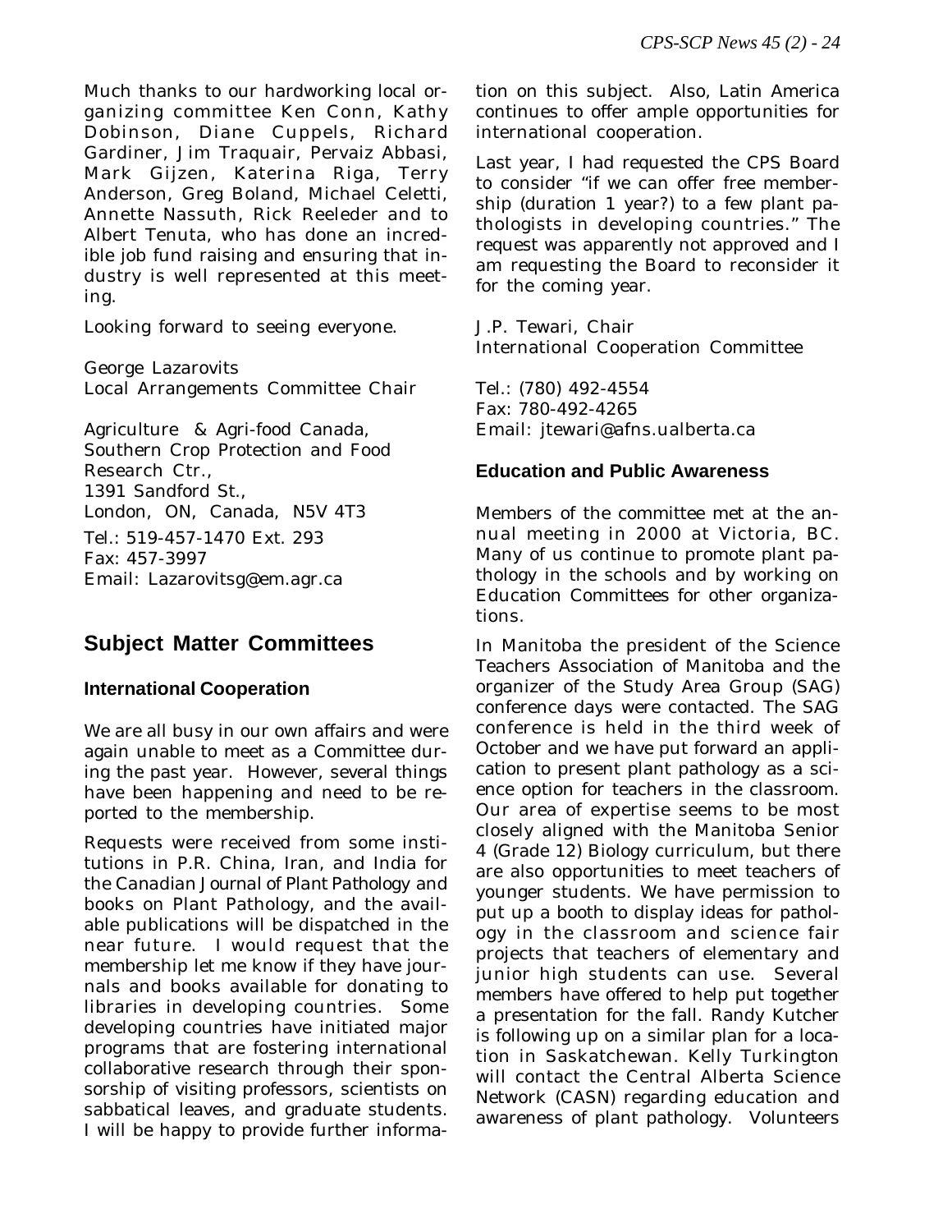Much thanks to our hardworking local organizing committee Ken Conn, Kathy Dobinson, Diane Cuppels, Richard Gardiner, Jim Traquair, Pervaiz Abbasi, Mark Gijzen, Katerina Riga, Terry Anderson, Greg Boland, Michael Celetti, Annette Nassuth, Rick Reeleder and to Albert Tenuta, who has done an incredible job fund raising and ensuring that industry is well represented at this meeting.

Looking forward to seeing everyone.

George Lazarovits
Local Arrangements Committee Chair

Agriculture & Agri-food Canada,
Southern Crop Protection and Food Research Ctr.,
1391 Sandford St.,
London, ON, Canada, N5V 4T3
Tel.: 519-457-1470 Ext. 293
Fax: 457-3997
Email: Lazarovitsg@em.agr.ca

## Subject Matter Committees

### International Cooperation

We are all busy in our own affairs and were again unable to meet as a Committee during the past year. However, several things have been happening and need to be reported to the membership.

Requests were received from some institutions in P.R. China, Iran, and India for the *Canadian Journal of Plant Pathology* and books on Plant Pathology, and the available publications will be dispatched in the near future. I would request that the membership let me know if they have journals and books available for donating to libraries in developing countries. Some developing countries have initiated major programs that are fostering international collaborative research through their sponsorship of visiting professors, scientists on sabbatical leaves, and graduate students. I will be happy to provide further information on this subject. Also, Latin America continues to offer ample opportunities for international cooperation.

Last year, I had requested the CPS Board to consider "if we can offer free membership (duration 1 year?) to a few plant pathologists in developing countries." The request was apparently not approved and I am requesting the Board to reconsider it for the coming year.

J.P. Tewari, Chair
International Cooperation Committee

Tel.: (780) 492-4554
Fax: 780-492-4265
Email: jtewari@afns.ualberta.ca

### Education and Public Awareness

Members of the committee met at the annual meeting in 2000 at Victoria, BC. Many of us continue to promote plant pathology in the schools and by working on Education Committees for other organizations.

In Manitoba the president of the Science Teachers Association of Manitoba and the organizer of the Study Area Group (SAG) conference days were contacted. The SAG conference is held in the third week of October and we have put forward an application to present plant pathology as a science option for teachers in the classroom. Our area of expertise seems to be most closely aligned with the Manitoba Senior 4 (Grade 12) Biology curriculum, but there are also opportunities to meet teachers of younger students. We have permission to put up a booth to display ideas for pathology in the classroom and science fair projects that teachers of elementary and junior high students can use. Several members have offered to help put together a presentation for the fall. Randy Kutcher is following up on a similar plan for a location in Saskatchewan. Kelly Turkington will contact the Central Alberta Science Network (CASN) regarding education and awareness of plant pathology. Volunteers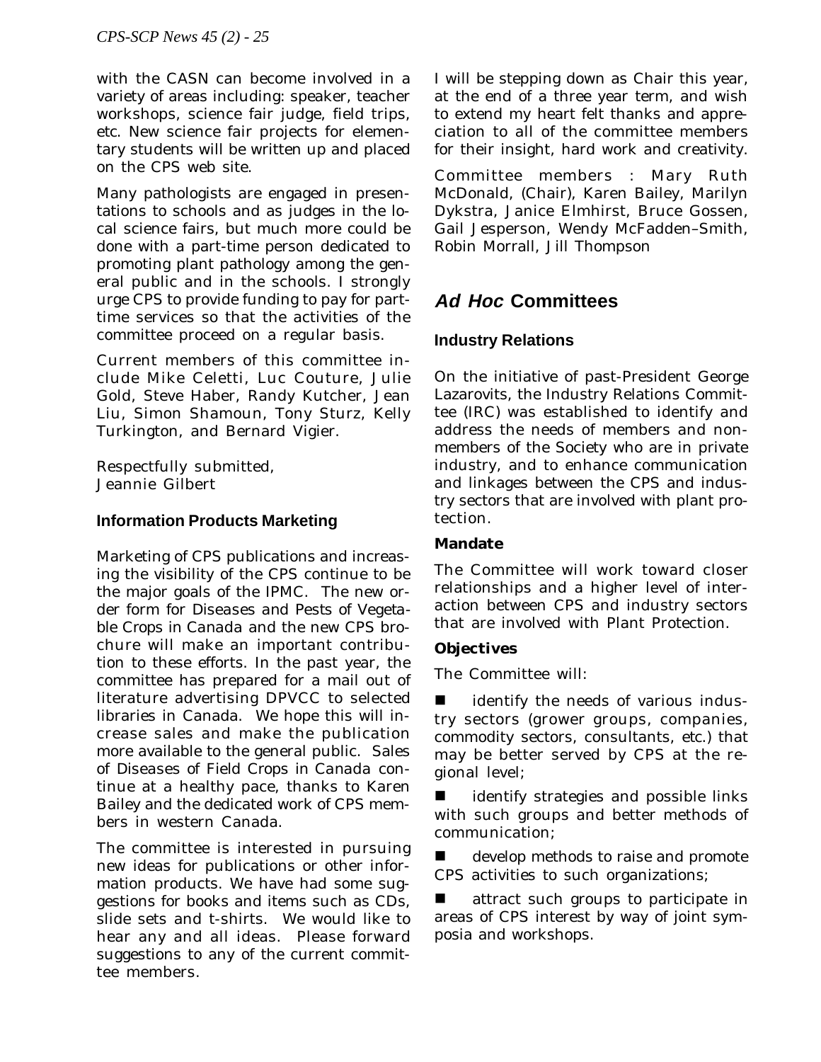with the CASN can become involved in a variety of areas including: speaker, teacher workshops, science fair judge, field trips, etc. New science fair projects for elementary students will be written up and placed on the CPS web site.

Many pathologists are engaged in presentations to schools and as judges in the local science fairs, but much more could be done with a part-time person dedicated to promoting plant pathology among the general public and in the schools. I strongly urge CPS to provide funding to pay for part-time services so that the activities of the committee proceed on a regular basis.

Current members of this committee include Mike Celetti, Luc Couture, Julie Gold, Steve Haber, Randy Kutcher, Jean Liu, Simon Shamoun, Tony Sturz, Kelly Turkington, and Bernard Vigier.

Respectfully submitted,
Jeannie Gilbert

### Information Products Marketing

Marketing of CPS publications and increasing the visibility of the CPS continue to be the major goals of the IPMC. The new order form for Diseases and Pests of Vegetable Crops in Canada and the new CPS brochure will make an important contribution to these efforts. In the past year, the committee has prepared for a mail out of literature advertising DPVCC to selected libraries in Canada. We hope this will increase sales and make the publication more available to the general public. Sales of Diseases of Field Crops in Canada continue at a healthy pace, thanks to Karen Bailey and the dedicated work of CPS members in western Canada.

The committee is interested in pursuing new ideas for publications or other information products. We have had some suggestions for books and items such as CDs, slide sets and t-shirts. We would like to hear any and all ideas. Please forward suggestions to any of the current committee members.

I will be stepping down as Chair this year, at the end of a three year term, and wish to extend my heart felt thanks and appreciation to all of the committee members for their insight, hard work and creativity.

Committee members : Mary Ruth McDonald, (Chair), Karen Bailey, Marilyn Dykstra, Janice Elmhirst, Bruce Gossen, Gail Jesperson, Wendy McFadden–Smith, Robin Morrall, Jill Thompson

## *Ad Hoc* Committees

### Industry Relations

On the initiative of past-President George Lazarovits, the Industry Relations Committee (IRC) was established to identify and address the needs of members and non-members of the Society who are in private industry, and to enhance communication and linkages between the CPS and industry sectors that are involved with plant protection.

#### Mandate

The Committee will work toward closer relationships and a higher level of interaction between CPS and industry sectors that are involved with Plant Protection.

#### Objectives

The Committee will:

- identify the needs of various industry sectors (grower groups, companies, commodity sectors, consultants, etc.) that may be better served by CPS at the regional level;
- identify strategies and possible links with such groups and better methods of communication;
- develop methods to raise and promote CPS activities to such organizations;
- attract such groups to participate in areas of CPS interest by way of joint symposia and workshops.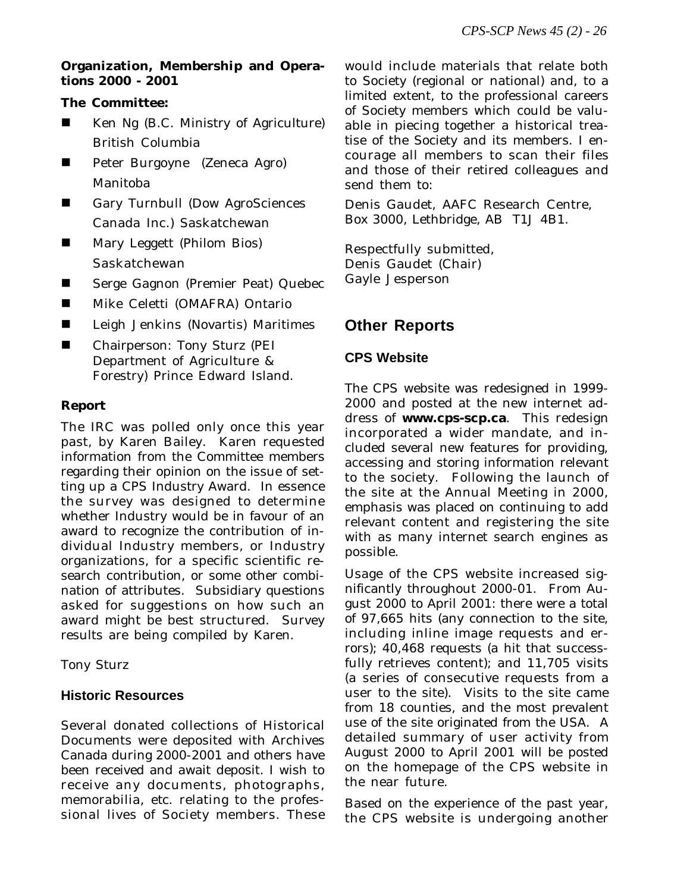**Organization, Membership and Operations 2000 - 2001**

**The Committee:**

- Ken Ng (B.C. Ministry of Agriculture) British Columbia
- Peter Burgoyne (Zeneca Agro) Manitoba
- Gary Turnbull (Dow AgroSciences Canada Inc.) Saskatchewan
- Mary Leggett (Philom Bios) Saskatchewan
- Serge Gagnon (Premier Peat) Quebec
- Mike Celetti (OMAFRA) Ontario
- Leigh Jenkins (Novartis) Maritimes
- Chairperson: Tony Sturz (PEI Department of Agriculture & Forestry) Prince Edward Island.

**Report**

The IRC was polled only once this year past, by Karen Bailey. Karen requested information from the Committee members regarding their opinion on the issue of setting up a CPS Industry Award. In essence the survey was designed to determine whether Industry would be in favour of an award to recognize the contribution of individual Industry members, or Industry organizations, for a specific scientific research contribution, or some other combination of attributes. Subsidiary questions asked for suggestions on how such an award might be best structured. Survey results are being compiled by Karen.

Tony Sturz

### Historic Resources

Several donated collections of Historical Documents were deposited with Archives Canada during 2000-2001 and others have been received and await deposit. I wish to receive any documents, photographs, memorabilia, etc. relating to the professional lives of Society members. These would include materials that relate both to Society (regional or national) and, to a limited extent, to the professional careers of Society members which could be valuable in piecing together a historical treatise of the Society and its members. I encourage all members to scan their files and those of their retired colleagues and send them to:

Denis Gaudet, AAFC Research Centre, Box 3000, Lethbridge, AB T1J 4B1.

Respectfully submitted,
Denis Gaudet (Chair)
Gayle Jesperson

## Other Reports

### CPS Website

The CPS website was redesigned in 1999-2000 and posted at the new internet address of **www.cps-scp.ca**. This redesign incorporated a wider mandate, and included several new features for providing, accessing and storing information relevant to the society. Following the launch of the site at the Annual Meeting in 2000, emphasis was placed on continuing to add relevant content and registering the site with as many internet search engines as possible.

Usage of the CPS website increased significantly throughout 2000-01. From August 2000 to April 2001: there were a total of 97,665 hits (any connection to the site, including inline image requests and errors); 40,468 requests (a hit that successfully retrieves content); and 11,705 visits (a series of consecutive requests from a user to the site). Visits to the site came from 18 counties, and the most prevalent use of the site originated from the USA. A detailed summary of user activity from August 2000 to April 2001 will be posted on the homepage of the CPS website in the near future.

Based on the experience of the past year, the CPS website is undergoing another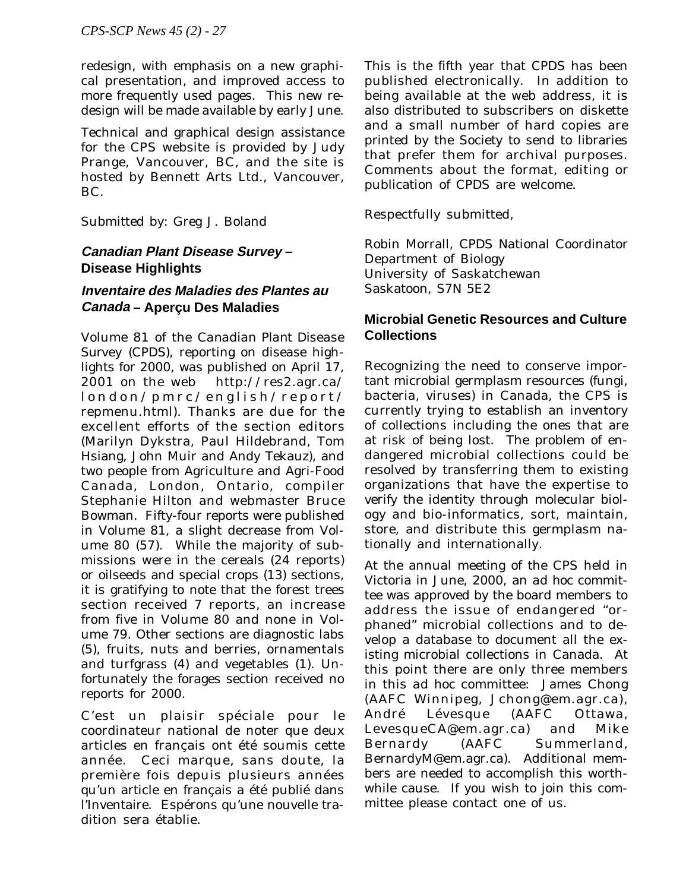redesign, with emphasis on a new graphical presentation, and improved access to more frequently used pages. This new redesign will be made available by early June.

Technical and graphical design assistance for the CPS website is provided by Judy Prange, Vancouver, BC, and the site is hosted by Bennett Arts Ltd., Vancouver, BC.

Submitted by: Greg J. Boland

## *Canadian Plant Disease Survey* – Disease Highlights

## *Inventaire des Maladies des Plantes au Canada* – Aperçu Des Maladies

Volume 81 of the Canadian Plant Disease Survey (CPDS), reporting on disease highlights for 2000, was published on April 17, 2001 on the web http://res2.agr.ca/london/pmrc/english/report/repmenu.html). Thanks are due for the excellent efforts of the section editors (Marilyn Dykstra, Paul Hildebrand, Tom Hsiang, John Muir and Andy Tekauz), and two people from Agriculture and Agri-Food Canada, London, Ontario, compiler Stephanie Hilton and webmaster Bruce Bowman. Fifty-four reports were published in Volume 81, a slight decrease from Volume 80 (57). While the majority of submissions were in the cereals (24 reports) or oilseeds and special crops (13) sections, it is gratifying to note that the forest trees section received 7 reports, an increase from five in Volume 80 and none in Volume 79. Other sections are diagnostic labs (5), fruits, nuts and berries, ornamentals and turfgrass (4) and vegetables (1). Unfortunately the forages section received no reports for 2000.

C'est un plaisir spéciale pour le coordinateur national de noter que deux articles en français ont été soumis cette année. Ceci marque, sans doute, la première fois depuis plusieurs années qu'un article en français a été publié dans l'Inventaire. Espérons qu'une nouvelle tradition sera établie.

This is the fifth year that CPDS has been published electronically. In addition to being available at the web address, it is also distributed to subscribers on diskette and a small number of hard copies are printed by the Society to send to libraries that prefer them for archival purposes. Comments about the format, editing or publication of CPDS are welcome.

Respectfully submitted,

Robin Morrall, CPDS National Coordinator
Department of Biology
University of Saskatchewan
Saskatoon, S7N 5E2

## Microbial Genetic Resources and Culture Collections

Recognizing the need to conserve important microbial germplasm resources (fungi, bacteria, viruses) in Canada, the CPS is currently trying to establish an inventory of collections including the ones that are at risk of being lost. The problem of endangered microbial collections could be resolved by transferring them to existing organizations that have the expertise to verify the identity through molecular biology and bio-informatics, sort, maintain, store, and distribute this germplasm nationally and internationally.

At the annual meeting of the CPS held in Victoria in June, 2000, an ad hoc committee was approved by the board members to address the issue of endangered "orphaned" microbial collections and to develop a database to document all the existing microbial collections in Canada. At this point there are only three members in this ad hoc committee: James Chong (AAFC Winnipeg, Jchong@em.agr.ca), André Lévesque (AAFC Ottawa, LevesqueCA@em.agr.ca) and Mike Bernardy (AAFC Summerland, BernardyM@em.agr.ca). Additional members are needed to accomplish this worthwhile cause. If you wish to join this committee please contact one of us.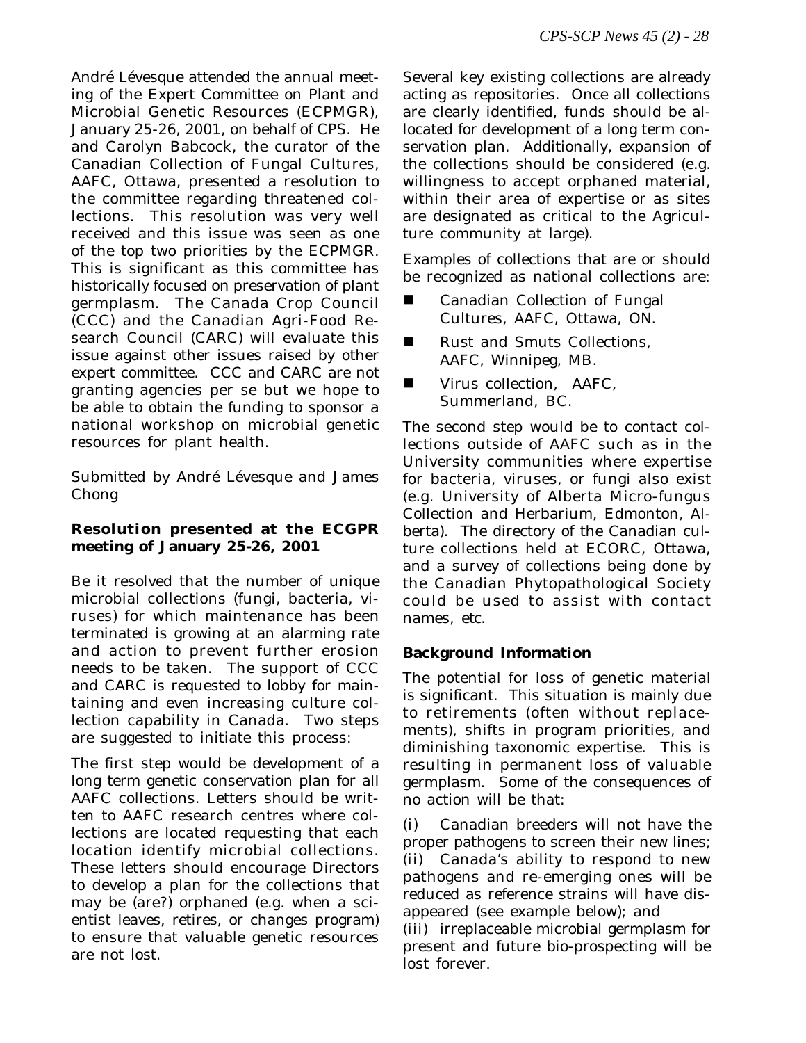André Lévesque attended the annual meeting of the Expert Committee on Plant and Microbial Genetic Resources (ECPMGR), January 25-26, 2001, on behalf of CPS. He and Carolyn Babcock, the curator of the Canadian Collection of Fungal Cultures, AAFC, Ottawa, presented a resolution to the committee regarding threatened collections. This resolution was very well received and this issue was seen as one of the top two priorities by the ECPMGR. This is significant as this committee has historically focused on preservation of plant germplasm. The Canada Crop Council (CCC) and the Canadian Agri-Food Research Council (CARC) will evaluate this issue against other issues raised by other expert committee. CCC and CARC are not granting agencies per se but we hope to be able to obtain the funding to sponsor a national workshop on microbial genetic resources for plant health.

Submitted by André Lévesque and James Chong

**Resolution presented at the ECGPR meeting of January 25-26, 2001**

Be it resolved that the number of unique microbial collections (fungi, bacteria, viruses) for which maintenance has been terminated is growing at an alarming rate and action to prevent further erosion needs to be taken. The support of CCC and CARC is requested to lobby for maintaining and even increasing culture collection capability in Canada. Two steps are suggested to initiate this process:

The first step would be development of a long term genetic conservation plan for all AAFC collections. Letters should be written to AAFC research centres where collections are located requesting that each location identify microbial collections. These letters should encourage Directors to develop a plan for the collections that may be (are?) orphaned (e.g. when a scientist leaves, retires, or changes program) to ensure that valuable genetic resources are not lost.

Several key existing collections are already acting as repositories. Once all collections are clearly identified, funds should be allocated for development of a long term conservation plan. Additionally, expansion of the collections should be considered (e.g. willingness to accept orphaned material, within their area of expertise or as sites are designated as critical to the Agriculture community at large).

Examples of collections that are or should be recognized as national collections are:

- Canadian Collection of Fungal Cultures, AAFC, Ottawa, ON.
- Rust and Smuts Collections, AAFC, Winnipeg, MB.
- Virus collection, AAFC, Summerland, BC.

The second step would be to contact collections outside of AAFC such as in the University communities where expertise for bacteria, viruses, or fungi also exist (e.g. University of Alberta Micro-fungus Collection and Herbarium, Edmonton, Alberta). The directory of the Canadian culture collections held at ECORC, Ottawa, and a survey of collections being done by the Canadian Phytopathological Society could be used to assist with contact names, etc.

**Background Information**

The potential for loss of genetic material is significant. This situation is mainly due to retirements (often without replacements), shifts in program priorities, and diminishing taxonomic expertise. This is resulting in permanent loss of valuable germplasm. Some of the consequences of no action will be that:

(i) Canadian breeders will not have the proper pathogens to screen their new lines;
(ii) Canada's ability to respond to new pathogens and re-emerging ones will be reduced as reference strains will have disappeared (see example below); and
(iii) irreplaceable microbial germplasm for present and future bio-prospecting will be lost forever.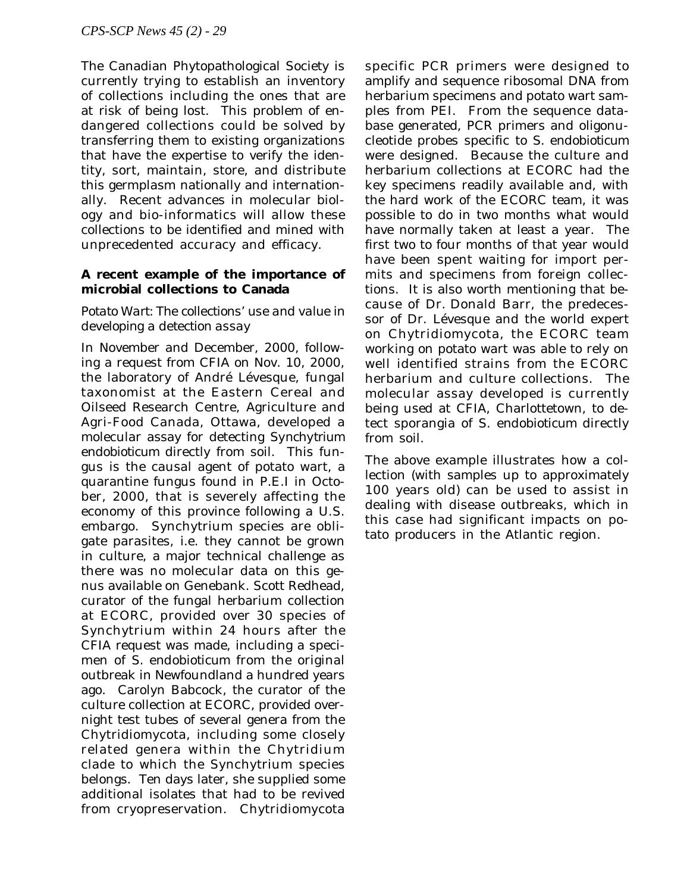The Canadian Phytopathological Society is currently trying to establish an inventory of collections including the ones that are at risk of being lost. This problem of endangered collections could be solved by transferring them to existing organizations that have the expertise to verify the identity, sort, maintain, store, and distribute this germplasm nationally and internationally. Recent advances in molecular biology and bio-informatics will allow these collections to be identified and mined with unprecedented accuracy and efficacy.

### A recent example of the importance of microbial collections to Canada

*Potato Wart: The collections' use and value in developing a detection assay*

In November and December, 2000, following a request from CFIA on Nov. 10, 2000, the laboratory of André Lévesque, fungal taxonomist at the Eastern Cereal and Oilseed Research Centre, Agriculture and Agri-Food Canada, Ottawa, developed a molecular assay for detecting *Synchytrium endobioticum* directly from soil. This fungus is the causal agent of potato wart, a quarantine fungus found in P.E.I in October, 2000, that is severely affecting the economy of this province following a U.S. embargo. *Synchytrium* species are obligate parasites, i.e. they cannot be grown in culture, a major technical challenge as there was no molecular data on this genus available on Genebank. Scott Redhead, curator of the fungal herbarium collection at ECORC, provided over 30 species of *Synchytrium* within 24 hours after the CFIA request was made, including a specimen of *S. endobioticum* from the original outbreak in Newfoundland a hundred years ago. Carolyn Babcock, the curator of the culture collection at ECORC, provided overnight test tubes of several genera from the Chytridiomycota, including some closely related genera within the *Chytridium* clade to which the *Synchytrium* species belongs. Ten days later, she supplied some additional isolates that had to be revived from cryopreservation. Chytridiomycota specific PCR primers were designed to amplify and sequence ribosomal DNA from herbarium specimens and potato wart samples from PEI. From the sequence database generated, PCR primers and oligonucleotide probes specific to *S. endobioticum* were designed. Because the culture and herbarium collections at ECORC had the key specimens readily available and, with the hard work of the ECORC team, it was possible to do in two months what would have normally taken at least a year. The first two to four months of that year would have been spent waiting for import permits and specimens from foreign collections. It is also worth mentioning that because of Dr. Donald Barr, the predecessor of Dr. Lévesque and the world expert on Chytridiomycota, the ECORC team working on potato wart was able to rely on well identified strains from the ECORC herbarium and culture collections. The molecular assay developed is currently being used at CFIA, Charlottetown, to detect sporangia of *S. endobioticum* directly from soil.

The above example illustrates how a collection (with samples up to approximately 100 years old) can be used to assist in dealing with disease outbreaks, which in this case had significant impacts on potato producers in the Atlantic region.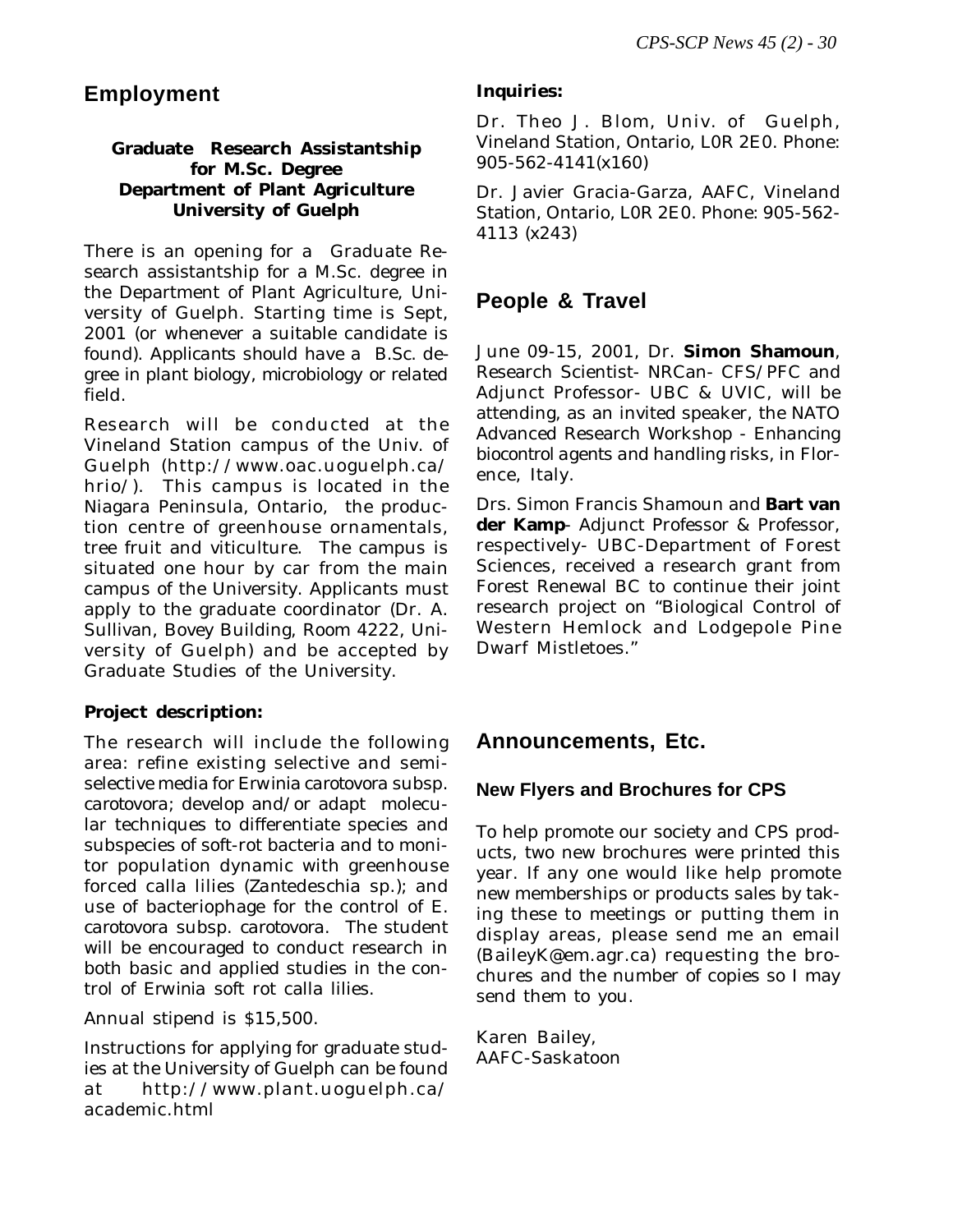## Employment

### Graduate Research Assistantship for M.Sc. Degree Department of Plant Agriculture University of Guelph

There is an opening for a Graduate Research assistantship for a M.Sc. degree in the Department of Plant Agriculture, University of Guelph. Starting time is Sept, 2001 (or whenever a suitable candidate is found). Applicants should have a B.Sc. degree in plant biology, microbiology or related field.

Research will be conducted at the Vineland Station campus of the Univ. of Guelph (http://www.oac.uoguelph.ca/hrio/). This campus is located in the Niagara Peninsula, Ontario, the production centre of greenhouse ornamentals, tree fruit and viticulture. The campus is situated one hour by car from the main campus of the University. Applicants must apply to the graduate coordinator (Dr. A. Sullivan, Bovey Building, Room 4222, University of Guelph) and be accepted by Graduate Studies of the University.

**Project description:**

The research will include the following area: refine existing selective and semi-selective media for *Erwinia carotovora* subsp. *carotovora*; develop and/or adapt molecular techniques to differentiate species and subspecies of soft-rot bacteria and to monitor population dynamic with greenhouse forced calla lilies (*Zantedeschia* sp.); and use of bacteriophage for the control of *E. carotovora* subsp. *carotovora*. The student will be encouraged to conduct research in both basic and applied studies in the control of *Erwinia* soft rot calla lilies.

Annual stipend is $15,500.

Instructions for applying for graduate studies at the University of Guelph can be found at http://www.plant.uoguelph.ca/academic.html

**Inquiries:**

Dr. Theo J. Blom, Univ. of Guelph, Vineland Station, Ontario, L0R 2E0. Phone: 905-562-4141(x160)

Dr. Javier Gracia-Garza, AAFC, Vineland Station, Ontario, L0R 2E0. Phone: 905-562-4113 (x243)

## People & Travel

June 09-15, 2001, Dr. **Simon Shamoun**, Research Scientist- NRCan- CFS/PFC and Adjunct Professor- UBC & UVIC, will be attending, as an invited speaker, the NATO Advanced Research Workshop - Enhancing biocontrol agents and handling risks, in Florence, Italy.

Drs. Simon Francis Shamoun and **Bart van der Kamp**- Adjunct Professor & Professor, respectively- UBC-Department of Forest Sciences, received a research grant from Forest Renewal BC to continue their joint research project on "Biological Control of Western Hemlock and Lodgepole Pine Dwarf Mistletoes."

## Announcements, Etc.

### New Flyers and Brochures for CPS

To help promote our society and CPS products, two new brochures were printed this year. If any one would like help promote new memberships or products sales by taking these to meetings or putting them in display areas, please send me an email (BaileyK@em.agr.ca) requesting the brochures and the number of copies so I may send them to you.

Karen Bailey,
AAFC-Saskatoon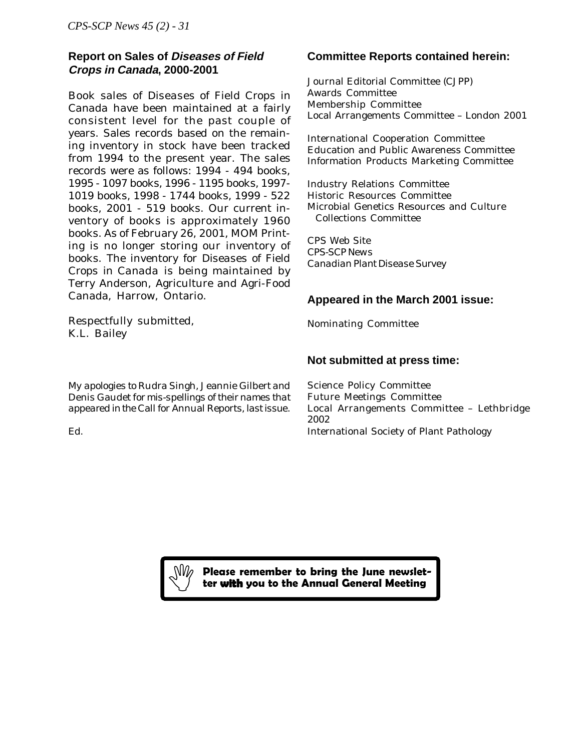## Report on Sales of *Diseases of Field Crops in Canada*, 2000-2001

Book sales of Diseases of Field Crops in Canada have been maintained at a fairly consistent level for the past couple of years. Sales records based on the remaining inventory in stock have been tracked from 1994 to the present year. The sales records were as follows: 1994 - 494 books, 1995 - 1097 books, 1996 - 1195 books, 1997-1019 books, 1998 - 1744 books, 1999 - 522 books, 2001 - 519 books. Our current inventory of books is approximately 1960 books. As of February 26, 2001, MOM Printing is no longer storing our inventory of books. The inventory for Diseases of Field Crops in Canada is being maintained by Terry Anderson, Agriculture and Agri-Food Canada, Harrow, Ontario.

Respectfully submitted,
K.L. Bailey

My apologies to Rudra Singh, Jeannie Gilbert and Denis Gaudet for mis-spellings of their names that appeared in the Call for Annual Reports, last issue.

Ed.

## Committee Reports contained herein:

Journal Editorial Committee (CJPP)
Awards Committee
Membership Committee
Local Arrangements Committee – London 2001

International Cooperation Committee
Education and Public Awareness Committee
Information Products Marketing Committee

Industry Relations Committee
Historic Resources Committee
Microbial Genetics Resources and Culture Collections Committee

CPS Web Site
CPS-SCP News
Canadian Plant Disease Survey

## Appeared in the March 2001 issue:

Nominating Committee

## Not submitted at press time:

Science Policy Committee
Future Meetings Committee
Local Arrangements Committee – Lethbridge 2002
International Society of Plant Pathology

**Please remember to bring the June newsletter with you to the Annual General Meeting**